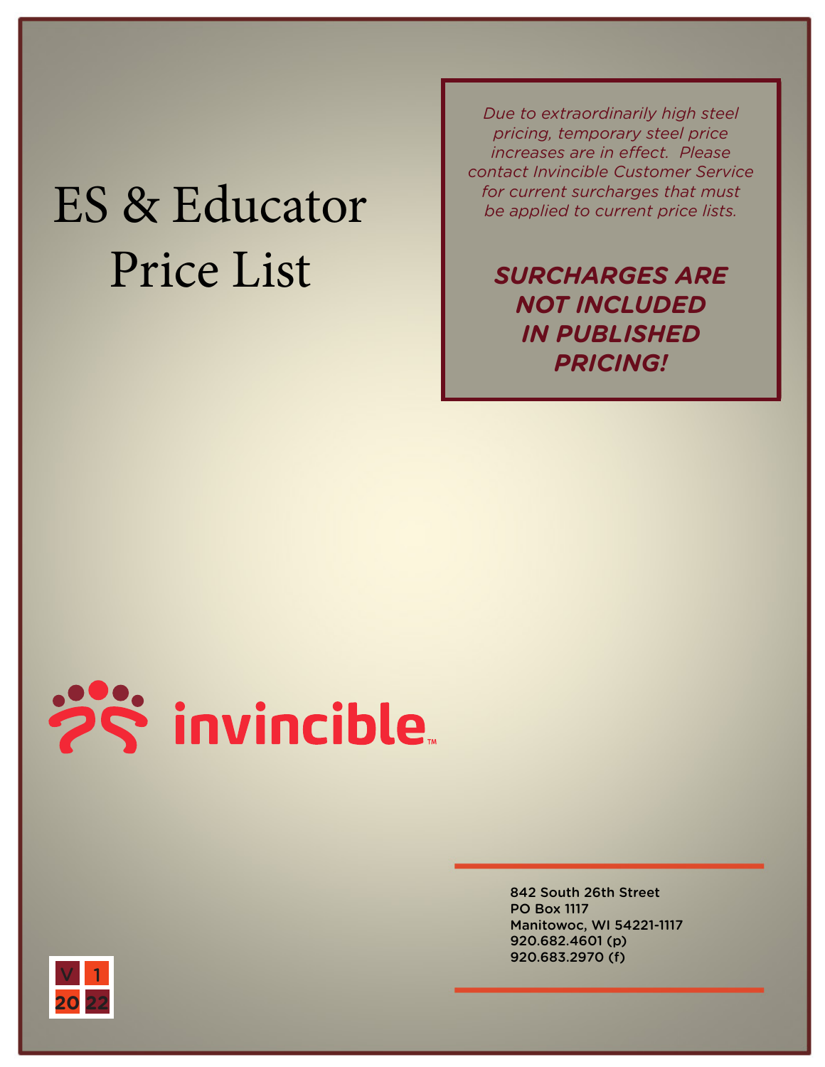# ES & Educator Price List

*Due to extraordinarily high steel pricing, temporary steel price increases are in effect. Please contact Invincible Customer Service for current surcharges that must be applied to current price lists.*

***SURCHARGES ARE NOT INCLUDED IN PUBLISHED PRICING!***

invincible™

842 South 26th Street
PO Box 1117
Manitowoc, WI 54221-1117
920.682.4601 (p)
920.683.2970 (f)

V 1 2022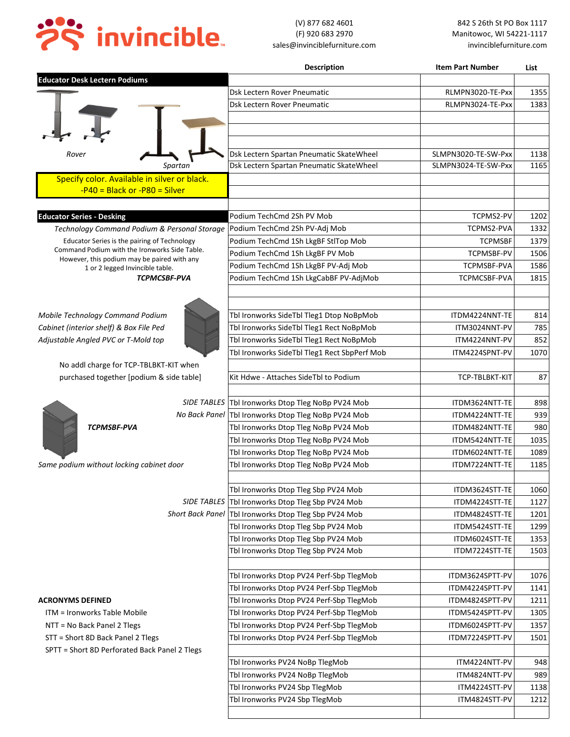**invincible**

(V) 877 682 4601
(F) 920 683 2970
sales@invinciblefurniture.com

842 S 26th St PO Box 1117
Manitowoc, WI 54221-1117
invinciblefurniture.com

## Educator Desk Lectern Podiums

*Rover* *Spartan*

Specify color. Available in silver or black.
-P40 = Black or -P80 = Silver

| Description | Item Part Number | List |
|---|---|---|
| Dsk Lectern Rover Pneumatic | RLMPN3020-TE-Pxx | 1355 |
| Dsk Lectern Rover Pneumatic | RLMPN3024-TE-Pxx | 1383 |
| Dsk Lectern Spartan Pneumatic SkateWheel | SLMPN3020-TE-SW-Pxx | 1138 |
| Dsk Lectern Spartan Pneumatic SkateWheel | SLMPN3024-TE-SW-Pxx | 1165 |

## Educator Series - Desking

*Technology Command Podium & Personal Storage*

Educator Series is the pairing of Technology Command Podium with the Ironworks Side Table. However, this podium may be paired with any 1 or 2 legged Invincible table.

***TCPMCSBF-PVA***

*Mobile Technology Command Podium Cabinet (interior shelf) & Box File Ped Adjustable Angled PVC or T-Mold top*

No addl charge for TCP-TBLBKT-KIT when purchased together [podium & side table]

*SIDE TABLES No Back Panel*

***TCPMSBF-PVA***

*Same podium without locking cabinet door*

*SIDE TABLES Short Back Panel*

| Description | Item Part Number | List |
|---|---|---|
| Podium TechCmd 2Sh PV Mob | TCPMS2-PV | 1202 |
| Podium TechCmd 2Sh PV-Adj Mob | TCPMS2-PVA | 1332 |
| Podium TechCmd 1Sh LkgBF StlTop Mob | TCPMSBF | 1379 |
| Podium TechCmd 1Sh LkgBF PV Mob | TCPMSBF-PV | 1506 |
| Podium TechCmd 1Sh LkgBF PV-Adj Mob | TCPMSBF-PVA | 1586 |
| Podium TechCmd 1Sh LkgCabBF PV-AdjMob | TCPMCSBF-PVA | 1815 |
| Tbl Ironworks SideTbl Tleg1 Dtop NoBpMob | ITDM4224NNT-TE | 814 |
| Tbl Ironworks SideTbl Tleg1 Rect NoBpMob | ITM3024NNT-PV | 785 |
| Tbl Ironworks SideTbl Tleg1 Rect NoBpMob | ITM4224NNT-PV | 852 |
| Tbl Ironworks SideTbl Tleg1 Rect SbpPerf Mob | ITM4224SPNT-PV | 1070 |
| Kit Hdwe - Attaches SideTbl to Podium | TCP-TBLBKT-KIT | 87 |
| Tbl Ironworks Dtop Tleg NoBp PV24 Mob | ITDM3624NTT-TE | 898 |
| Tbl Ironworks Dtop Tleg NoBp PV24 Mob | ITDM4224NTT-TE | 939 |
| Tbl Ironworks Dtop Tleg NoBp PV24 Mob | ITDM4824NTT-TE | 980 |
| Tbl Ironworks Dtop Tleg NoBp PV24 Mob | ITDM5424NTT-TE | 1035 |
| Tbl Ironworks Dtop Tleg NoBp PV24 Mob | ITDM6024NTT-TE | 1089 |
| Tbl Ironworks Dtop Tleg NoBp PV24 Mob | ITDM7224NTT-TE | 1185 |
| Tbl Ironworks Dtop Tleg Sbp PV24 Mob | ITDM3624STT-TE | 1060 |
| Tbl Ironworks Dtop Tleg Sbp PV24 Mob | ITDM4224STT-TE | 1127 |
| Tbl Ironworks Dtop Tleg Sbp PV24 Mob | ITDM4824STT-TE | 1201 |
| Tbl Ironworks Dtop Tleg Sbp PV24 Mob | ITDM5424STT-TE | 1299 |
| Tbl Ironworks Dtop Tleg Sbp PV24 Mob | ITDM6024STT-TE | 1353 |
| Tbl Ironworks Dtop Tleg Sbp PV24 Mob | ITDM7224STT-TE | 1503 |
| Tbl Ironworks Dtop PV24 Perf-Sbp TlegMob | ITDM3624SPTT-PV | 1076 |
| Tbl Ironworks Dtop PV24 Perf-Sbp TlegMob | ITDM4224SPTT-PV | 1141 |
| Tbl Ironworks Dtop PV24 Perf-Sbp TlegMob | ITDM4824SPTT-PV | 1211 |
| Tbl Ironworks Dtop PV24 Perf-Sbp TlegMob | ITDM5424SPTT-PV | 1305 |
| Tbl Ironworks Dtop PV24 Perf-Sbp TlegMob | ITDM6024SPTT-PV | 1357 |
| Tbl Ironworks Dtop PV24 Perf-Sbp TlegMob | ITDM7224SPTT-PV | 1501 |
| Tbl Ironworks PV24 NoBp TlegMob | ITM4224NTT-PV | 948 |
| Tbl Ironworks PV24 NoBp TlegMob | ITM4824NTT-PV | 989 |
| Tbl Ironworks PV24 Sbp TlegMob | ITM4224STT-PV | 1138 |
| Tbl Ironworks PV24 Sbp TlegMob | ITM4824STT-PV | 1212 |

**ACRONYMS DEFINED**

- ITM = Ironworks Table Mobile
- NTT = No Back Panel 2 Tlegs
- STT = Short 8D Back Panel 2 Tlegs
- SPTT = Short 8D Perforated Back Panel 2 Tlegs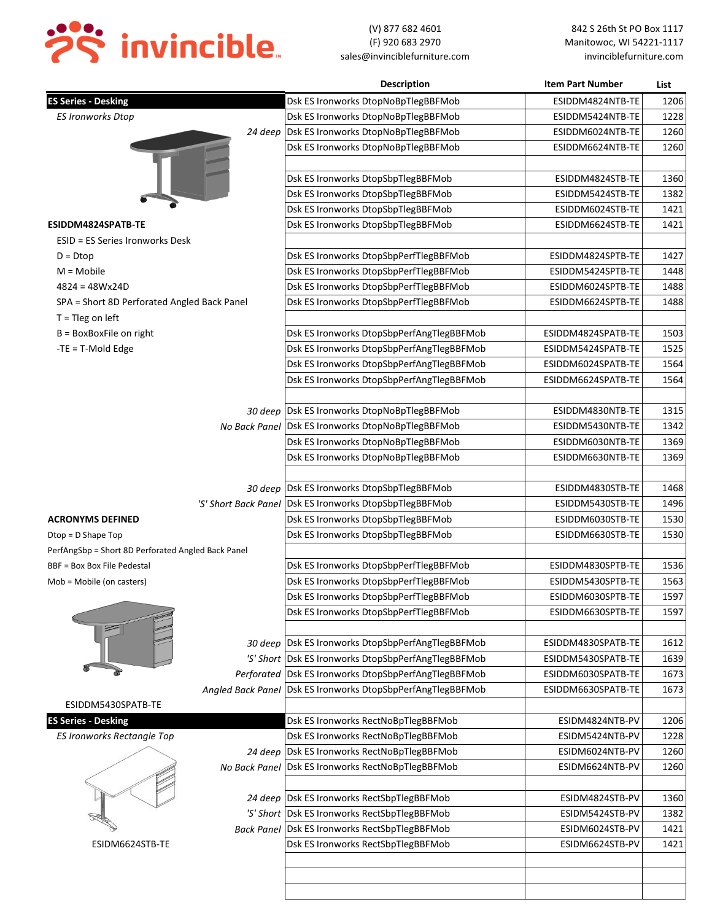**invincible**

(V) 877 682 4601
(F) 920 683 2970
sales@invinciblefurniture.com

842 S 26th St PO Box 1117
Manitowoc, WI 54221-1117
invinciblefurniture.com

| | Description | Item Part Number | List |
|---|---|---|---|
| **ES Series - Desking** | Dsk ES Ironworks DtopNoBpTlegBBFMob | ESIDDM4824NTB-TE | 1206 |
| *ES Ironworks Dtop* | Dsk ES Ironworks DtopNoBpTlegBBFMob | ESIDDM5424NTB-TE | 1228 |
| *24 deep* | Dsk ES Ironworks DtopNoBpTlegBBFMob | ESIDDM6024NTB-TE | 1260 |
| | Dsk ES Ironworks DtopNoBpTlegBBFMob | ESIDDM6624NTB-TE | 1260 |
| | | | |
| | Dsk ES Ironworks DtopSbpTlegBBFMob | ESIDDM4824STB-TE | 1360 |
| | Dsk ES Ironworks DtopSbpTlegBBFMob | ESIDDM5424STB-TE | 1382 |
| | Dsk ES Ironworks DtopSbpTlegBBFMob | ESIDDM6024STB-TE | 1421 |
| **ESIDDM4824SPATB-TE** | Dsk ES Ironworks DtopSbpTlegBBFMob | ESIDDM6624STB-TE | 1421 |
| ESID = ES Series Ironworks Desk | | | |
| D = Dtop | Dsk ES Ironworks DtopSbpPerfTlegBBFMob | ESIDDM4824SPTB-TE | 1427 |
| M = Mobile | Dsk ES Ironworks DtopSbpPerfTlegBBFMob | ESIDDM5424SPTB-TE | 1448 |
| 4824 = 48Wx24D | Dsk ES Ironworks DtopSbpPerfTlegBBFMob | ESIDDM6024SPTB-TE | 1488 |
| SPA = Short 8D Perforated Angled Back Panel | Dsk ES Ironworks DtopSbpPerfTlegBBFMob | ESIDDM6624SPTB-TE | 1488 |
| T = Tleg on left | | | |
| B = BoxBoxFile on right | Dsk ES Ironworks DtopSbpPerfAngTlegBBFMob | ESIDDM4824SPATB-TE | 1503 |
| -TE = T-Mold Edge | Dsk ES Ironworks DtopSbpPerfAngTlegBBFMob | ESIDDM5424SPATB-TE | 1525 |
| | Dsk ES Ironworks DtopSbpPerfAngTlegBBFMob | ESIDDM6024SPATB-TE | 1564 |
| | Dsk ES Ironworks DtopSbpPerfAngTlegBBFMob | ESIDDM6624SPATB-TE | 1564 |
| | | | |
| *30 deep* | Dsk ES Ironworks DtopNoBpTlegBBFMob | ESIDDM4830NTB-TE | 1315 |
| *No Back Panel* | Dsk ES Ironworks DtopNoBpTlegBBFMob | ESIDDM5430NTB-TE | 1342 |
| | Dsk ES Ironworks DtopNoBpTlegBBFMob | ESIDDM6030NTB-TE | 1369 |
| | Dsk ES Ironworks DtopNoBpTlegBBFMob | ESIDDM6630NTB-TE | 1369 |
| | | | |
| *30 deep* | Dsk ES Ironworks DtopSbpTlegBBFMob | ESIDDM4830STB-TE | 1468 |
| *'S' Short Back Panel* | Dsk ES Ironworks DtopSbpTlegBBFMob | ESIDDM5430STB-TE | 1496 |
| **ACRONYMS DEFINED** | Dsk ES Ironworks DtopSbpTlegBBFMob | ESIDDM6030STB-TE | 1530 |
| Dtop = D Shape Top | Dsk ES Ironworks DtopSbpTlegBBFMob | ESIDDM6630STB-TE | 1530 |
| PerfAngSbp = Short 8D Perforated Angled Back Panel | | | |
| BBF = Box Box File Pedestal | Dsk ES Ironworks DtopSbpPerfTlegBBFMob | ESIDDM4830SPTB-TE | 1536 |
| Mob = Mobile (on casters) | Dsk ES Ironworks DtopSbpPerfTlegBBFMob | ESIDDM5430SPTB-TE | 1563 |
| | Dsk ES Ironworks DtopSbpPerfTlegBBFMob | ESIDDM6030SPTB-TE | 1597 |
| | Dsk ES Ironworks DtopSbpPerfTlegBBFMob | ESIDDM6630SPTB-TE | 1597 |
| | | | |
| *30 deep* | Dsk ES Ironworks DtopSbpPerfAngTlegBBFMob | ESIDDM4830SPATB-TE | 1612 |
| *'S' Short* | Dsk ES Ironworks DtopSbpPerfAngTlegBBFMob | ESIDDM5430SPATB-TE | 1639 |
| *Perforated* | Dsk ES Ironworks DtopSbpPerfAngTlegBBFMob | ESIDDM6030SPATB-TE | 1673 |
| *Angled Back Panel* | Dsk ES Ironworks DtopSbpPerfAngTlegBBFMob | ESIDDM6630SPATB-TE | 1673 |
| ESIDDM5430SPATB-TE | | | |
| **ES Series - Desking** | Dsk ES Ironworks RectNoBpTlegBBFMob | ESIDM4824NTB-PV | 1206 |
| *ES Ironworks Rectangle Top* | Dsk ES Ironworks RectNoBpTlegBBFMob | ESIDM5424NTB-PV | 1228 |
| *24 deep* | Dsk ES Ironworks RectNoBpTlegBBFMob | ESIDM6024NTB-PV | 1260 |
| *No Back Panel* | Dsk ES Ironworks RectNoBpTlegBBFMob | ESIDM6624NTB-PV | 1260 |
| | | | |
| *24 deep* | Dsk ES Ironworks RectSbpTlegBBFMob | ESIDM4824STB-PV | 1360 |
| *'S' Short* | Dsk ES Ironworks RectSbpTlegBBFMob | ESIDM5424STB-PV | 1382 |
| *Back Panel* | Dsk ES Ironworks RectSbpTlegBBFMob | ESIDM6024STB-PV | 1421 |
| ESIDM6624STB-TE | Dsk ES Ironworks RectSbpTlegBBFMob | ESIDM6624STB-PV | 1421 |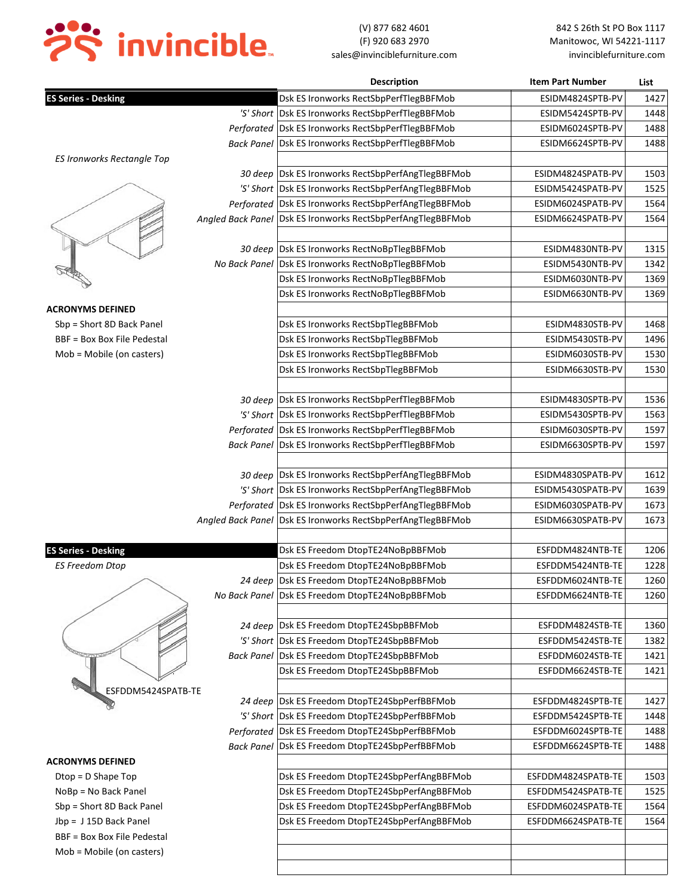invincible

(V) 877 682 4601
(F) 920 683 2970
sales@invinciblefurniture.com

842 S 26th St PO Box 1117
Manitowoc, WI 54221-1117
invinciblefurniture.com

| | Description | Item Part Number | List |
|---|---|---|---|
| **ES Series - Desking** | Dsk ES Ironworks RectSbpPerfTlegBBFMob | ESIDM4824SPTB-PV | 1427 |
| *'S' Short* | Dsk ES Ironworks RectSbpPerfTlegBBFMob | ESIDM5424SPTB-PV | 1448 |
| *Perforated* | Dsk ES Ironworks RectSbpPerfTlegBBFMob | ESIDM6024SPTB-PV | 1488 |
| *Back Panel* | Dsk ES Ironworks RectSbpPerfTlegBBFMob | ESIDM6624SPTB-PV | 1488 |
| *ES Ironworks Rectangle Top* | | | |
| *30 deep* | Dsk ES Ironworks RectSbpPerfAngTlegBBFMob | ESIDM4824SPATB-PV | 1503 |
| *'S' Short* | Dsk ES Ironworks RectSbpPerfAngTlegBBFMob | ESIDM5424SPATB-PV | 1525 |
| *Perforated* | Dsk ES Ironworks RectSbpPerfAngTlegBBFMob | ESIDM6024SPATB-PV | 1564 |
| *Angled Back Panel* | Dsk ES Ironworks RectSbpPerfAngTlegBBFMob | ESIDM6624SPATB-PV | 1564 |
| | | | |
| *30 deep* | Dsk ES Ironworks RectNoBpTlegBBFMob | ESIDM4830NTB-PV | 1315 |
| *No Back Panel* | Dsk ES Ironworks RectNoBpTlegBBFMob | ESIDM5430NTB-PV | 1342 |
| | Dsk ES Ironworks RectNoBpTlegBBFMob | ESIDM6030NTB-PV | 1369 |
| | Dsk ES Ironworks RectNoBpTlegBBFMob | ESIDM6630NTB-PV | 1369 |
| **ACRONYMS DEFINED** | | | |
| Sbp = Short 8D Back Panel | Dsk ES Ironworks RectSbpTlegBBFMob | ESIDM4830STB-PV | 1468 |
| BBF = Box Box File Pedestal | Dsk ES Ironworks RectSbpTlegBBFMob | ESIDM5430STB-PV | 1496 |
| Mob = Mobile (on casters) | Dsk ES Ironworks RectSbpTlegBBFMob | ESIDM6030STB-PV | 1530 |
| | Dsk ES Ironworks RectSbpTlegBBFMob | ESIDM6630STB-PV | 1530 |
| | | | |
| *30 deep* | Dsk ES Ironworks RectSbpPerfTlegBBFMob | ESIDM4830SPTB-PV | 1536 |
| *'S' Short* | Dsk ES Ironworks RectSbpPerfTlegBBFMob | ESIDM5430SPTB-PV | 1563 |
| *Perforated* | Dsk ES Ironworks RectSbpPerfTlegBBFMob | ESIDM6030SPTB-PV | 1597 |
| *Back Panel* | Dsk ES Ironworks RectSbpPerfTlegBBFMob | ESIDM6630SPTB-PV | 1597 |
| | | | |
| *30 deep* | Dsk ES Ironworks RectSbpPerfAngTlegBBFMob | ESIDM4830SPATB-PV | 1612 |
| *'S' Short* | Dsk ES Ironworks RectSbpPerfAngTlegBBFMob | ESIDM5430SPATB-PV | 1639 |
| *Perforated* | Dsk ES Ironworks RectSbpPerfAngTlegBBFMob | ESIDM6030SPATB-PV | 1673 |
| *Angled Back Panel* | Dsk ES Ironworks RectSbpPerfAngTlegBBFMob | ESIDM6630SPATB-PV | 1673 |
| | | | |
| **ES Series - Desking** | Dsk ES Freedom DtopTE24NoBpBBFMob | ESFDDM4824NTB-TE | 1206 |
| *ES Freedom Dtop* | Dsk ES Freedom DtopTE24NoBpBBFMob | ESFDDM5424NTB-TE | 1228 |
| *24 deep* | Dsk ES Freedom DtopTE24NoBpBBFMob | ESFDDM6024NTB-TE | 1260 |
| *No Back Panel* | Dsk ES Freedom DtopTE24NoBpBBFMob | ESFDDM6624NTB-TE | 1260 |
| | | | |
| *24 deep* | Dsk ES Freedom DtopTE24SbpBBFMob | ESFDDM4824STB-TE | 1360 |
| *'S' Short* | Dsk ES Freedom DtopTE24SbpBBFMob | ESFDDM5424STB-TE | 1382 |
| *Back Panel* | Dsk ES Freedom DtopTE24SbpBBFMob | ESFDDM6024STB-TE | 1421 |
| | Dsk ES Freedom DtopTE24SbpBBFMob | ESFDDM6624STB-TE | 1421 |
| ESFDDM5424SPATB-TE | | | |
| *24 deep* | Dsk ES Freedom DtopTE24SbpPerfBBFMob | ESFDDM4824SPTB-TE | 1427 |
| *'S' Short* | Dsk ES Freedom DtopTE24SbpPerfBBFMob | ESFDDM5424SPTB-TE | 1448 |
| *Perforated* | Dsk ES Freedom DtopTE24SbpPerfBBFMob | ESFDDM6024SPTB-TE | 1488 |
| *Back Panel* | Dsk ES Freedom DtopTE24SbpPerfBBFMob | ESFDDM6624SPTB-TE | 1488 |
| **ACRONYMS DEFINED** | | | |
| Dtop = D Shape Top | Dsk ES Freedom DtopTE24SbpPerfAngBBFMob | ESFDDM4824SPATB-TE | 1503 |
| NoBp = No Back Panel | Dsk ES Freedom DtopTE24SbpPerfAngBBFMob | ESFDDM5424SPATB-TE | 1525 |
| Sbp = Short 8D Back Panel | Dsk ES Freedom DtopTE24SbpPerfAngBBFMob | ESFDDM6024SPATB-TE | 1564 |
| Jbp = J 15D Back Panel | Dsk ES Freedom DtopTE24SbpPerfAngBBFMob | ESFDDM6624SPATB-TE | 1564 |
| BBF = Box Box File Pedestal | | | |
| Mob = Mobile (on casters) | | | |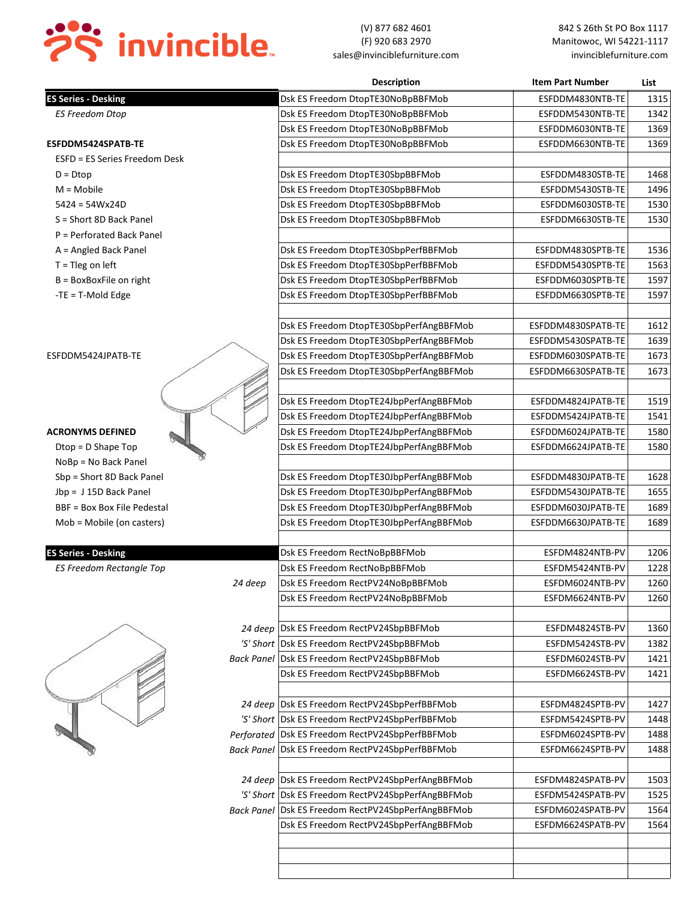**invincible**

(V) 877 682 4601
(F) 920 683 2970
sales@invinciblefurniture.com

842 S 26th St PO Box 1117
Manitowoc, WI 54221-1117
invinciblefurniture.com

| | Description | Item Part Number | List |
|---|---|---|---|
| **ES Series - Desking** | Dsk ES Freedom DtopTE30NoBpBBFMob | ESFDDM4830NTB-TE | 1315 |
| *ES Freedom Dtop* | Dsk ES Freedom DtopTE30NoBpBBFMob | ESFDDM5430NTB-TE | 1342 |
| | Dsk ES Freedom DtopTE30NoBpBBFMob | ESFDDM6030NTB-TE | 1369 |
| **ESFDDM5424SPATB-TE** | Dsk ES Freedom DtopTE30NoBpBBFMob | ESFDDM6630NTB-TE | 1369 |
| ESFD = ES Series Freedom Desk | | | |
| D = Dtop | Dsk ES Freedom DtopTE30SbpBBFMob | ESFDDM4830STB-TE | 1468 |
| M = Mobile | Dsk ES Freedom DtopTE30SbpBBFMob | ESFDDM5430STB-TE | 1496 |
| 5424 = 54Wx24D | Dsk ES Freedom DtopTE30SbpBBFMob | ESFDDM6030STB-TE | 1530 |
| S = Short 8D Back Panel | Dsk ES Freedom DtopTE30SbpBBFMob | ESFDDM6630STB-TE | 1530 |
| P = Perforated Back Panel | | | |
| A = Angled Back Panel | Dsk ES Freedom DtopTE30SbpPerfBBFMob | ESFDDM4830SPTB-TE | 1536 |
| T = Tleg on left | Dsk ES Freedom DtopTE30SbpPerfBBFMob | ESFDDM5430SPTB-TE | 1563 |
| B = BoxBoxFile on right | Dsk ES Freedom DtopTE30SbpPerfBBFMob | ESFDDM6030SPTB-TE | 1597 |
| -TE = T-Mold Edge | Dsk ES Freedom DtopTE30SbpPerfBBFMob | ESFDDM6630SPTB-TE | 1597 |
| | | | |
| | Dsk ES Freedom DtopTE30SbpPerfAngBBFMob | ESFDDM4830SPATB-TE | 1612 |
| | Dsk ES Freedom DtopTE30SbpPerfAngBBFMob | ESFDDM5430SPATB-TE | 1639 |
| ESFDDM5424JPATB-TE | Dsk ES Freedom DtopTE30SbpPerfAngBBFMob | ESFDDM6030SPATB-TE | 1673 |
| | Dsk ES Freedom DtopTE30SbpPerfAngBBFMob | ESFDDM6630SPATB-TE | 1673 |
| | | | |
| | Dsk ES Freedom DtopTE24JbpPerfAngBBFMob | ESFDDM4824JPATB-TE | 1519 |
| | Dsk ES Freedom DtopTE24JbpPerfAngBBFMob | ESFDDM5424JPATB-TE | 1541 |
| **ACRONYMS DEFINED** | Dsk ES Freedom DtopTE24JbpPerfAngBBFMob | ESFDDM6024JPATB-TE | 1580 |
| Dtop = D Shape Top | Dsk ES Freedom DtopTE24JbpPerfAngBBFMob | ESFDDM6624JPATB-TE | 1580 |
| NoBp = No Back Panel | | | |
| Sbp = Short 8D Back Panel | Dsk ES Freedom DtopTE30JbpPerfAngBBFMob | ESFDDM4830JPATB-TE | 1628 |
| Jbp = J 15D Back Panel | Dsk ES Freedom DtopTE30JbpPerfAngBBFMob | ESFDDM5430JPATB-TE | 1655 |
| BBF = Box Box File Pedestal | Dsk ES Freedom DtopTE30JbpPerfAngBBFMob | ESFDDM6030JPATB-TE | 1689 |
| Mob = Mobile (on casters) | Dsk ES Freedom DtopTE30JbpPerfAngBBFMob | ESFDDM6630JPATB-TE | 1689 |
| | | | |
| **ES Series - Desking** | Dsk ES Freedom RectNoBpBBFMob | ESFDM4824NTB-PV | 1206 |
| *ES Freedom Rectangle Top* | Dsk ES Freedom RectNoBpBBFMob | ESFDM5424NTB-PV | 1228 |
| *24 deep* | Dsk ES Freedom RectPV24NoBpBBFMob | ESFDM6024NTB-PV | 1260 |
| | Dsk ES Freedom RectPV24NoBpBBFMob | ESFDM6624NTB-PV | 1260 |
| | | | |
| *24 deep* | Dsk ES Freedom RectPV24SbpBBFMob | ESFDM4824STB-PV | 1360 |
| *'S' Short* | Dsk ES Freedom RectPV24SbpBBFMob | ESFDM5424STB-PV | 1382 |
| *Back Panel* | Dsk ES Freedom RectPV24SbpBBFMob | ESFDM6024STB-PV | 1421 |
| | Dsk ES Freedom RectPV24SbpBBFMob | ESFDM6624STB-PV | 1421 |
| | | | |
| *24 deep* | Dsk ES Freedom RectPV24SbpPerfBBFMob | ESFDM4824SPTB-PV | 1427 |
| *'S' Short* | Dsk ES Freedom RectPV24SbpPerfBBFMob | ESFDM5424SPTB-PV | 1448 |
| *Perforated* | Dsk ES Freedom RectPV24SbpPerfBBFMob | ESFDM6024SPTB-PV | 1488 |
| *Back Panel* | Dsk ES Freedom RectPV24SbpPerfBBFMob | ESFDM6624SPTB-PV | 1488 |
| | | | |
| *24 deep* | Dsk ES Freedom RectPV24SbpPerfAngBBFMob | ESFDM4824SPATB-PV | 1503 |
| *'S' Short* | Dsk ES Freedom RectPV24SbpPerfAngBBFMob | ESFDM5424SPATB-PV | 1525 |
| *Back Panel* | Dsk ES Freedom RectPV24SbpPerfAngBBFMob | ESFDM6024SPATB-PV | 1564 |
| | Dsk ES Freedom RectPV24SbpPerfAngBBFMob | ESFDM6624SPATB-PV | 1564 |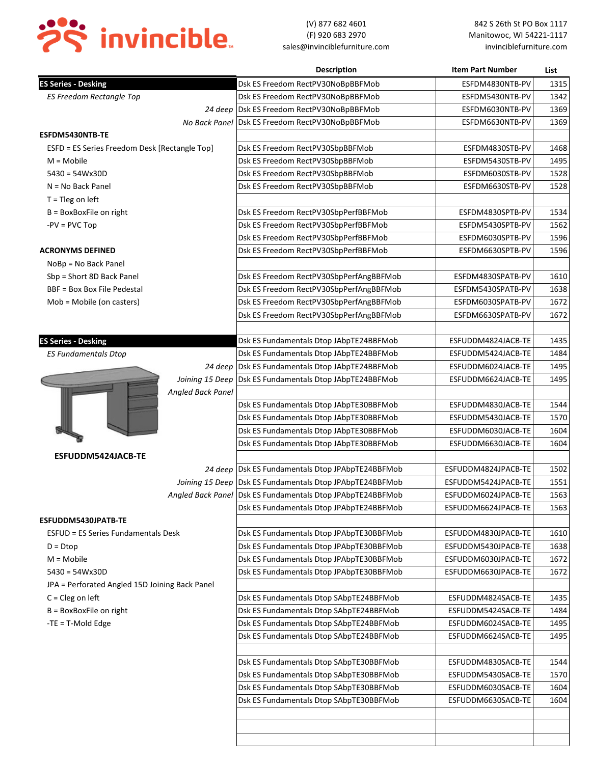(V) 877 682 4601
(F) 920 683 2970
sales@invinciblefurniture.com

842 S 26th St PO Box 1117
Manitowoc, WI 54221-1117
invinciblefurniture.com

**ES Series - Desking**

*ES Freedom Rectangle Top*

*24 deep*
*No Back Panel*

**ESFDM5430NTB-TE**

- ESFD = ES Series Freedom Desk [Rectangle Top]
- M = Mobile
- 5430 = 54Wx30D
- N = No Back Panel
- T = Tleg on left
- B = BoxBoxFile on right
- -PV = PVC Top

**ACRONYMS DEFINED**

- NoBp = No Back Panel
- Sbp = Short 8D Back Panel
- BBF = Box Box File Pedestal
- Mob = Mobile (on casters)

| Description | Item Part Number | List |
|---|---|---|
| Dsk ES Freedom RectPV30NoBpBBFMob | ESFDM4830NTB-PV | 1315 |
| Dsk ES Freedom RectPV30NoBpBBFMob | ESFDM5430NTB-PV | 1342 |
| Dsk ES Freedom RectPV30NoBpBBFMob | ESFDM6030NTB-PV | 1369 |
| Dsk ES Freedom RectPV30NoBpBBFMob | ESFDM6630NTB-PV | 1369 |
| | | |
| Dsk ES Freedom RectPV30SbpBBFMob | ESFDM4830STB-PV | 1468 |
| Dsk ES Freedom RectPV30SbpBBFMob | ESFDM5430STB-PV | 1495 |
| Dsk ES Freedom RectPV30SbpBBFMob | ESFDM6030STB-PV | 1528 |
| Dsk ES Freedom RectPV30SbpBBFMob | ESFDM6630STB-PV | 1528 |
| | | |
| Dsk ES Freedom RectPV30SbpPerfBBFMob | ESFDM4830SPTB-PV | 1534 |
| Dsk ES Freedom RectPV30SbpPerfBBFMob | ESFDM5430SPTB-PV | 1562 |
| Dsk ES Freedom RectPV30SbpPerfBBFMob | ESFDM6030SPTB-PV | 1596 |
| Dsk ES Freedom RectPV30SbpPerfBBFMob | ESFDM6630SPTB-PV | 1596 |
| | | |
| Dsk ES Freedom RectPV30SbpPerfAngBBFMob | ESFDM4830SPATB-PV | 1610 |
| Dsk ES Freedom RectPV30SbpPerfAngBBFMob | ESFDM5430SPATB-PV | 1638 |
| Dsk ES Freedom RectPV30SbpPerfAngBBFMob | ESFDM6030SPATB-PV | 1672 |
| Dsk ES Freedom RectPV30SbpPerfAngBBFMob | ESFDM6630SPATB-PV | 1672 |

**ES Series - Desking**

*ES Fundamentals Dtop*

*24 deep*
*Joining 15 Deep*
*Angled Back Panel*

**ESFUDDM5424JACB-TE**

*24 deep*
*Joining 15 Deep*
*Angled Back Panel*

**ESFUDDM5430JPATB-TE**

- ESFUD = ES Series Fundamentals Desk
- D = Dtop
- M = Mobile
- 5430 = 54Wx30D
- JPA = Perforated Angled 15D Joining Back Panel
- C = Cleg on left
- B = BoxBoxFile on right
- -TE = T-Mold Edge

| Description | Item Part Number | List |
|---|---|---|
| Dsk ES Fundamentals Dtop JAbpTE24BBFMob | ESFUDDM4824JACB-TE | 1435 |
| Dsk ES Fundamentals Dtop JAbpTE24BBFMob | ESFUDDM5424JACB-TE | 1484 |
| Dsk ES Fundamentals Dtop JAbpTE24BBFMob | ESFUDDM6024JACB-TE | 1495 |
| Dsk ES Fundamentals Dtop JAbpTE24BBFMob | ESFUDDM6624JACB-TE | 1495 |
| | | |
| Dsk ES Fundamentals Dtop JAbpTE30BBFMob | ESFUDDM4830JACB-TE | 1544 |
| Dsk ES Fundamentals Dtop JAbpTE30BBFMob | ESFUDDM5430JACB-TE | 1570 |
| Dsk ES Fundamentals Dtop JAbpTE30BBFMob | ESFUDDM6030JACB-TE | 1604 |
| Dsk ES Fundamentals Dtop JAbpTE30BBFMob | ESFUDDM6630JACB-TE | 1604 |
| | | |
| Dsk ES Fundamentals Dtop JPAbpTE24BBFMob | ESFUDDM4824JPACB-TE | 1502 |
| Dsk ES Fundamentals Dtop JPAbpTE24BBFMob | ESFUDDM5424JPACB-TE | 1551 |
| Dsk ES Fundamentals Dtop JPAbpTE24BBFMob | ESFUDDM6024JPACB-TE | 1563 |
| Dsk ES Fundamentals Dtop JPAbpTE24BBFMob | ESFUDDM6624JPACB-TE | 1563 |
| | | |
| Dsk ES Fundamentals Dtop JPAbpTE30BBFMob | ESFUDDM4830JPACB-TE | 1610 |
| Dsk ES Fundamentals Dtop JPAbpTE30BBFMob | ESFUDDM5430JPACB-TE | 1638 |
| Dsk ES Fundamentals Dtop JPAbpTE30BBFMob | ESFUDDM6030JPACB-TE | 1672 |
| Dsk ES Fundamentals Dtop JPAbpTE30BBFMob | ESFUDDM6630JPACB-TE | 1672 |
| | | |
| Dsk ES Fundamentals Dtop SAbpTE24BBFMob | ESFUDDM4824SACB-TE | 1435 |
| Dsk ES Fundamentals Dtop SAbpTE24BBFMob | ESFUDDM5424SACB-TE | 1484 |
| Dsk ES Fundamentals Dtop SAbpTE24BBFMob | ESFUDDM6024SACB-TE | 1495 |
| Dsk ES Fundamentals Dtop SAbpTE24BBFMob | ESFUDDM6624SACB-TE | 1495 |
| | | |
| Dsk ES Fundamentals Dtop SAbpTE30BBFMob | ESFUDDM4830SACB-TE | 1544 |
| Dsk ES Fundamentals Dtop SAbpTE30BBFMob | ESFUDDM5430SACB-TE | 1570 |
| Dsk ES Fundamentals Dtop SAbpTE30BBFMob | ESFUDDM6030SACB-TE | 1604 |
| Dsk ES Fundamentals Dtop SAbpTE30BBFMob | ESFUDDM6630SACB-TE | 1604 |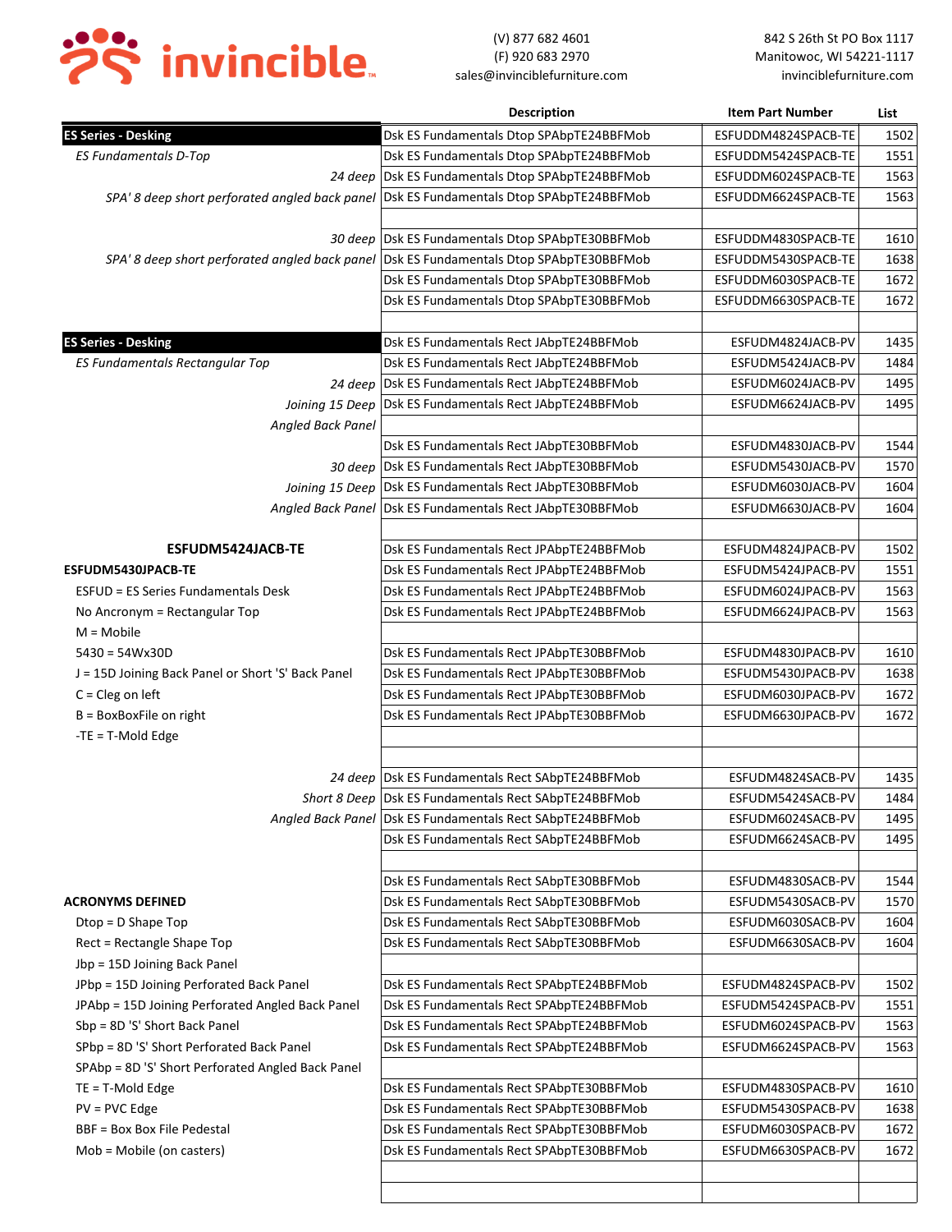invincible

(V) 877 682 4601
(F) 920 683 2970
sales@invinciblefurniture.com

842 S 26th St PO Box 1117
Manitowoc, WI 54221-1117
invinciblefurniture.com

| | Description | Item Part Number | List |
|---|---|---|---|
| **ES Series - Desking** | Dsk ES Fundamentals Dtop SPAbpTE24BBFMob | ESFUDDM4824SPACB-TE | 1502 |
| *ES Fundamentals D-Top* | Dsk ES Fundamentals Dtop SPAbpTE24BBFMob | ESFUDDM5424SPACB-TE | 1551 |
| *24 deep* | Dsk ES Fundamentals Dtop SPAbpTE24BBFMob | ESFUDDM6024SPACB-TE | 1563 |
| *SPA' 8 deep short perforated angled back panel* | Dsk ES Fundamentals Dtop SPAbpTE24BBFMob | ESFUDDM6624SPACB-TE | 1563 |
| | | | |
| *30 deep* | Dsk ES Fundamentals Dtop SPAbpTE30BBFMob | ESFUDDM4830SPACB-TE | 1610 |
| *SPA' 8 deep short perforated angled back panel* | Dsk ES Fundamentals Dtop SPAbpTE30BBFMob | ESFUDDM5430SPACB-TE | 1638 |
| | Dsk ES Fundamentals Dtop SPAbpTE30BBFMob | ESFUDDM6030SPACB-TE | 1672 |
| | Dsk ES Fundamentals Dtop SPAbpTE30BBFMob | ESFUDDM6630SPACB-TE | 1672 |
| | | | |
| **ES Series - Desking** | Dsk ES Fundamentals Rect JAbpTE24BBFMob | ESFUDM4824JACB-PV | 1435 |
| *ES Fundamentals Rectangular Top* | Dsk ES Fundamentals Rect JAbpTE24BBFMob | ESFUDM5424JACB-PV | 1484 |
| *24 deep* | Dsk ES Fundamentals Rect JAbpTE24BBFMob | ESFUDM6024JACB-PV | 1495 |
| *Joining 15 Deep* | Dsk ES Fundamentals Rect JAbpTE24BBFMob | ESFUDM6624JACB-PV | 1495 |
| *Angled Back Panel* | | | |
| | Dsk ES Fundamentals Rect JAbpTE30BBFMob | ESFUDM4830JACB-PV | 1544 |
| *30 deep* | Dsk ES Fundamentals Rect JAbpTE30BBFMob | ESFUDM5430JACB-PV | 1570 |
| *Joining 15 Deep* | Dsk ES Fundamentals Rect JAbpTE30BBFMob | ESFUDM6030JACB-PV | 1604 |
| *Angled Back Panel* | Dsk ES Fundamentals Rect JAbpTE30BBFMob | ESFUDM6630JACB-PV | 1604 |
| | | | |
| **ESFUDM5424JACB-TE** | Dsk ES Fundamentals Rect JPAbpTE24BBFMob | ESFUDM4824JPACB-PV | 1502 |
| **ESFUDM5430JPACB-TE** | Dsk ES Fundamentals Rect JPAbpTE24BBFMob | ESFUDM5424JPACB-PV | 1551 |
| ESFUD = ES Series Fundamentals Desk | Dsk ES Fundamentals Rect JPAbpTE24BBFMob | ESFUDM6024JPACB-PV | 1563 |
| No Ancronym = Rectangular Top | Dsk ES Fundamentals Rect JPAbpTE24BBFMob | ESFUDM6624JPACB-PV | 1563 |
| M = Mobile | | | |
| 5430 = 54Wx30D | Dsk ES Fundamentals Rect JPAbpTE30BBFMob | ESFUDM4830JPACB-PV | 1610 |
| J = 15D Joining Back Panel or Short 'S' Back Panel | Dsk ES Fundamentals Rect JPAbpTE30BBFMob | ESFUDM5430JPACB-PV | 1638 |
| C = Cleg on left | Dsk ES Fundamentals Rect JPAbpTE30BBFMob | ESFUDM6030JPACB-PV | 1672 |
| B = BoxBoxFile on right | Dsk ES Fundamentals Rect JPAbpTE30BBFMob | ESFUDM6630JPACB-PV | 1672 |
| -TE = T-Mold Edge | | | |
| | | | |
| *24 deep* | Dsk ES Fundamentals Rect SAbpTE24BBFMob | ESFUDM4824SACB-PV | 1435 |
| *Short 8 Deep* | Dsk ES Fundamentals Rect SAbpTE24BBFMob | ESFUDM5424SACB-PV | 1484 |
| *Angled Back Panel* | Dsk ES Fundamentals Rect SAbpTE24BBFMob | ESFUDM6024SACB-PV | 1495 |
| | Dsk ES Fundamentals Rect SAbpTE24BBFMob | ESFUDM6624SACB-PV | 1495 |
| | | | |
| | Dsk ES Fundamentals Rect SAbpTE30BBFMob | ESFUDM4830SACB-PV | 1544 |
| **ACRONYMS DEFINED** | Dsk ES Fundamentals Rect SAbpTE30BBFMob | ESFUDM5430SACB-PV | 1570 |
| Dtop = D Shape Top | Dsk ES Fundamentals Rect SAbpTE30BBFMob | ESFUDM6030SACB-PV | 1604 |
| Rect = Rectangle Shape Top | Dsk ES Fundamentals Rect SAbpTE30BBFMob | ESFUDM6630SACB-PV | 1604 |
| Jbp = 15D Joining Back Panel | | | |
| JPbp = 15D Joining Perforated Back Panel | Dsk ES Fundamentals Rect SPAbpTE24BBFMob | ESFUDM4824SPACB-PV | 1502 |
| JPAbp = 15D Joining Perforated Angled Back Panel | Dsk ES Fundamentals Rect SPAbpTE24BBFMob | ESFUDM5424SPACB-PV | 1551 |
| Sbp = 8D 'S' Short Back Panel | Dsk ES Fundamentals Rect SPAbpTE24BBFMob | ESFUDM6024SPACB-PV | 1563 |
| SPbp = 8D 'S' Short Perforated Back Panel | Dsk ES Fundamentals Rect SPAbpTE24BBFMob | ESFUDM6624SPACB-PV | 1563 |
| SPAbp = 8D 'S' Short Perforated Angled Back Panel | | | |
| TE = T-Mold Edge | Dsk ES Fundamentals Rect SPAbpTE30BBFMob | ESFUDM4830SPACB-PV | 1610 |
| PV = PVC Edge | Dsk ES Fundamentals Rect SPAbpTE30BBFMob | ESFUDM5430SPACB-PV | 1638 |
| BBF = Box Box File Pedestal | Dsk ES Fundamentals Rect SPAbpTE30BBFMob | ESFUDM6030SPACB-PV | 1672 |
| Mob = Mobile (on casters) | Dsk ES Fundamentals Rect SPAbpTE30BBFMob | ESFUDM6630SPACB-PV | 1672 |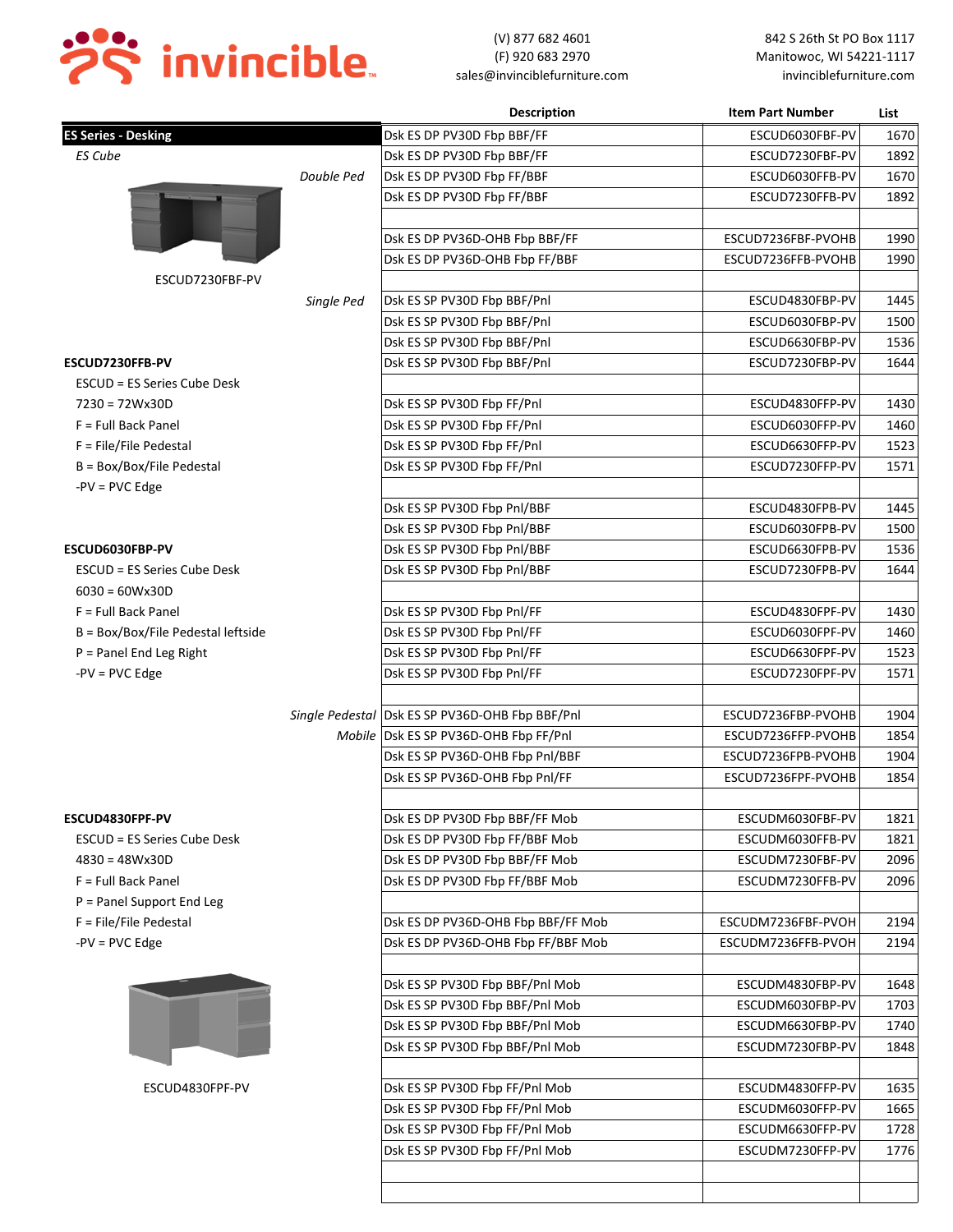**invincible**

(V) 877 682 4601
(F) 920 683 2970
sales@invinciblefurniture.com

842 S 26th St PO Box 1117
Manitowoc, WI 54221-1117
invinciblefurniture.com

| | Description | Item Part Number | List |
|---|---|---|---|
| **ES Series - Desking** | Dsk ES DP PV30D Fbp BBF/FF | ESCUD6030FBF-PV | 1670 |
| *ES Cube* | Dsk ES DP PV30D Fbp BBF/FF | ESCUD7230FBF-PV | 1892 |
| *Double Ped* | Dsk ES DP PV30D Fbp FF/BBF | ESCUD6030FFB-PV | 1670 |
| | Dsk ES DP PV30D Fbp FF/BBF | ESCUD7230FFB-PV | 1892 |
| | | | |
| | Dsk ES DP PV36D-OHB Fbp BBF/FF | ESCUD7236FBF-PVOHB | 1990 |
| | Dsk ES DP PV36D-OHB Fbp FF/BBF | ESCUD7236FFB-PVOHB | 1990 |
| ESCUD7230FBF-PV | | | |
| *Single Ped* | Dsk ES SP PV30D Fbp BBF/Pnl | ESCUD4830FBP-PV | 1445 |
| | Dsk ES SP PV30D Fbp BBF/Pnl | ESCUD6030FBP-PV | 1500 |
| | Dsk ES SP PV30D Fbp BBF/Pnl | ESCUD6630FBP-PV | 1536 |
| **ESCUD7230FFB-PV** | Dsk ES SP PV30D Fbp BBF/Pnl | ESCUD7230FBP-PV | 1644 |
| ESCUD = ES Series Cube Desk | | | |
| 7230 = 72Wx30D | Dsk ES SP PV30D Fbp FF/Pnl | ESCUD4830FFP-PV | 1430 |
| F = Full Back Panel | Dsk ES SP PV30D Fbp FF/Pnl | ESCUD6030FFP-PV | 1460 |
| F = File/File Pedestal | Dsk ES SP PV30D Fbp FF/Pnl | ESCUD6630FFP-PV | 1523 |
| B = Box/Box/File Pedestal | Dsk ES SP PV30D Fbp FF/Pnl | ESCUD7230FFP-PV | 1571 |
| -PV = PVC Edge | | | |
| | Dsk ES SP PV30D Fbp Pnl/BBF | ESCUD4830FPB-PV | 1445 |
| | Dsk ES SP PV30D Fbp Pnl/BBF | ESCUD6030FPB-PV | 1500 |
| **ESCUD6030FBP-PV** | Dsk ES SP PV30D Fbp Pnl/BBF | ESCUD6630FPB-PV | 1536 |
| ESCUD = ES Series Cube Desk | Dsk ES SP PV30D Fbp Pnl/BBF | ESCUD7230FPB-PV | 1644 |
| 6030 = 60Wx30D | | | |
| F = Full Back Panel | Dsk ES SP PV30D Fbp Pnl/FF | ESCUD4830FPF-PV | 1430 |
| B = Box/Box/File Pedestal leftside | Dsk ES SP PV30D Fbp Pnl/FF | ESCUD6030FPF-PV | 1460 |
| P = Panel End Leg Right | Dsk ES SP PV30D Fbp Pnl/FF | ESCUD6630FPF-PV | 1523 |
| -PV = PVC Edge | Dsk ES SP PV30D Fbp Pnl/FF | ESCUD7230FPF-PV | 1571 |
| | | | |
| *Single Pedestal* | Dsk ES SP PV36D-OHB Fbp BBF/Pnl | ESCUD7236FBP-PVOHB | 1904 |
| *Mobile* | Dsk ES SP PV36D-OHB Fbp FF/Pnl | ESCUD7236FFP-PVOHB | 1854 |
| | Dsk ES SP PV36D-OHB Fbp Pnl/BBF | ESCUD7236FPB-PVOHB | 1904 |
| | Dsk ES SP PV36D-OHB Fbp Pnl/FF | ESCUD7236FPF-PVOHB | 1854 |
| | | | |
| **ESCUD4830FPF-PV** | Dsk ES DP PV30D Fbp BBF/FF Mob | ESCUDM6030FBF-PV | 1821 |
| ESCUD = ES Series Cube Desk | Dsk ES DP PV30D Fbp FF/BBF Mob | ESCUDM6030FFB-PV | 1821 |
| 4830 = 48Wx30D | Dsk ES DP PV30D Fbp BBF/FF Mob | ESCUDM7230FBF-PV | 2096 |
| F = Full Back Panel | Dsk ES DP PV30D Fbp FF/BBF Mob | ESCUDM7230FFB-PV | 2096 |
| P = Panel Support End Leg | | | |
| F = File/File Pedestal | Dsk ES DP PV36D-OHB Fbp BBF/FF Mob | ESCUDM7236FBF-PVOH | 2194 |
| -PV = PVC Edge | Dsk ES DP PV36D-OHB Fbp FF/BBF Mob | ESCUDM7236FFB-PVOH | 2194 |
| | | | |
| | Dsk ES SP PV30D Fbp BBF/Pnl Mob | ESCUDM4830FBP-PV | 1648 |
| | Dsk ES SP PV30D Fbp BBF/Pnl Mob | ESCUDM6030FBP-PV | 1703 |
| | Dsk ES SP PV30D Fbp BBF/Pnl Mob | ESCUDM6630FBP-PV | 1740 |
| | Dsk ES SP PV30D Fbp BBF/Pnl Mob | ESCUDM7230FBP-PV | 1848 |
| | | | |
| ESCUD4830FPF-PV | Dsk ES SP PV30D Fbp FF/Pnl Mob | ESCUDM4830FFP-PV | 1635 |
| | Dsk ES SP PV30D Fbp FF/Pnl Mob | ESCUDM6030FFP-PV | 1665 |
| | Dsk ES SP PV30D Fbp FF/Pnl Mob | ESCUDM6630FFP-PV | 1728 |
| | Dsk ES SP PV30D Fbp FF/Pnl Mob | ESCUDM7230FFP-PV | 1776 |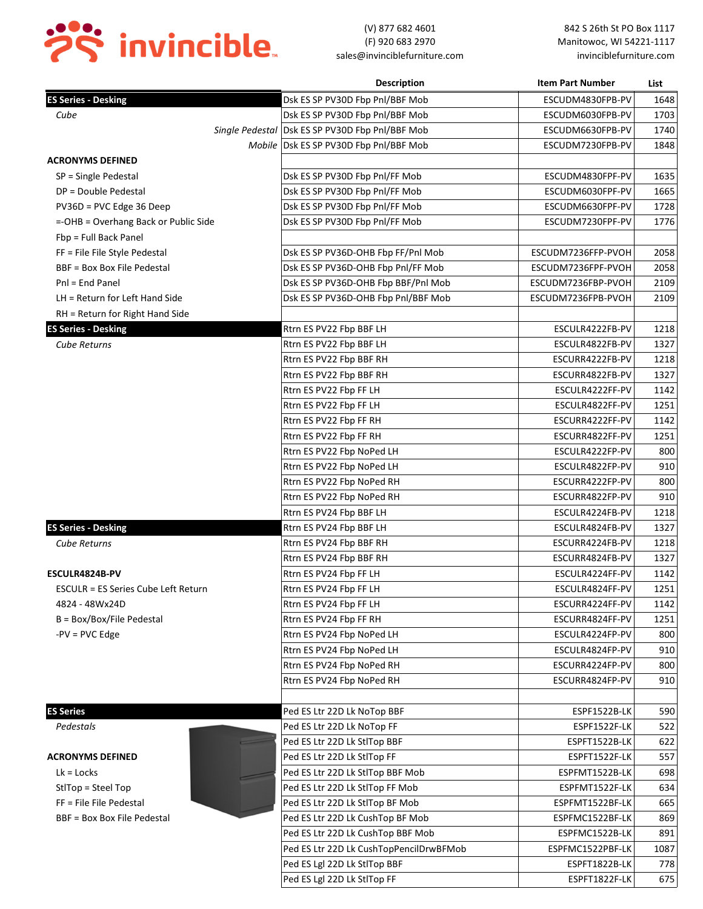**invincible**

(V) 877 682 4601
(F) 920 683 2970
sales@invinciblefurniture.com

842 S 26th St PO Box 1117
Manitowoc, WI 54221-1117
invinciblefurniture.com

| | Description | Item Part Number | List |
|---|---|---|---|
| **ES Series - Desking** | Dsk ES SP PV30D Fbp Pnl/BBF Mob | ESCUDM4830FPB-PV | 1648 |
| *Cube* | Dsk ES SP PV30D Fbp Pnl/BBF Mob | ESCUDM6030FPB-PV | 1703 |
| *Single Pedestal* | Dsk ES SP PV30D Fbp Pnl/BBF Mob | ESCUDM6630FPB-PV | 1740 |
| *Mobile* | Dsk ES SP PV30D Fbp Pnl/BBF Mob | ESCUDM7230FPB-PV | 1848 |
| **ACRONYMS DEFINED** | | | |
| SP = Single Pedestal | Dsk ES SP PV30D Fbp Pnl/FF Mob | ESCUDM4830FPF-PV | 1635 |
| DP = Double Pedestal | Dsk ES SP PV30D Fbp Pnl/FF Mob | ESCUDM6030FPF-PV | 1665 |
| PV36D = PVC Edge 36 Deep | Dsk ES SP PV30D Fbp Pnl/FF Mob | ESCUDM6630FPF-PV | 1728 |
| =-OHB = Overhang Back or Public Side | Dsk ES SP PV30D Fbp Pnl/FF Mob | ESCUDM7230FPF-PV | 1776 |
| Fbp = Full Back Panel | | | |
| FF = File File Style Pedestal | Dsk ES SP PV36D-OHB Fbp FF/Pnl Mob | ESCUDM7236FFP-PVOH | 2058 |
| BBF = Box Box File Pedestal | Dsk ES SP PV36D-OHB Fbp Pnl/FF Mob | ESCUDM7236FPF-PVOH | 2058 |
| Pnl = End Panel | Dsk ES SP PV36D-OHB Fbp BBF/Pnl Mob | ESCUDM7236FBP-PVOH | 2109 |
| LH = Return for Left Hand Side | Dsk ES SP PV36D-OHB Fbp Pnl/BBF Mob | ESCUDM7236FPB-PVOH | 2109 |
| RH = Return for Right Hand Side | | | |
| **ES Series - Desking** | Rtrn ES PV22 Fbp BBF LH | ESCULR4222FB-PV | 1218 |
| *Cube Returns* | Rtrn ES PV22 Fbp BBF LH | ESCULR4822FB-PV | 1327 |
| | Rtrn ES PV22 Fbp BBF RH | ESCURR4222FB-PV | 1218 |
| | Rtrn ES PV22 Fbp BBF RH | ESCURR4822FB-PV | 1327 |
| | Rtrn ES PV22 Fbp FF LH | ESCULR4222FF-PV | 1142 |
| | Rtrn ES PV22 Fbp FF LH | ESCULR4822FF-PV | 1251 |
| | Rtrn ES PV22 Fbp FF RH | ESCURR4222FF-PV | 1142 |
| | Rtrn ES PV22 Fbp FF RH | ESCURR4822FF-PV | 1251 |
| | Rtrn ES PV22 Fbp NoPed LH | ESCULR4222FP-PV | 800 |
| | Rtrn ES PV22 Fbp NoPed LH | ESCULR4822FP-PV | 910 |
| | Rtrn ES PV22 Fbp NoPed RH | ESCURR4222FP-PV | 800 |
| | Rtrn ES PV22 Fbp NoPed RH | ESCURR4822FP-PV | 910 |
| | Rtrn ES PV24 Fbp BBF LH | ESCULR4224FB-PV | 1218 |
| **ES Series - Desking** | Rtrn ES PV24 Fbp BBF LH | ESCULR4824FB-PV | 1327 |
| *Cube Returns* | Rtrn ES PV24 Fbp BBF RH | ESCURR4224FB-PV | 1218 |
| | Rtrn ES PV24 Fbp BBF RH | ESCURR4824FB-PV | 1327 |
| **ESCULR4824B-PV** | Rtrn ES PV24 Fbp FF LH | ESCULR4224FF-PV | 1142 |
| ESCULR = ES Series Cube Left Return | Rtrn ES PV24 Fbp FF LH | ESCULR4824FF-PV | 1251 |
| 4824 - 48Wx24D | Rtrn ES PV24 Fbp FF LH | ESCURR4224FF-PV | 1142 |
| B = Box/Box/File Pedestal | Rtrn ES PV24 Fbp FF RH | ESCURR4824FF-PV | 1251 |
| -PV = PVC Edge | Rtrn ES PV24 Fbp NoPed LH | ESCULR4224FP-PV | 800 |
| | Rtrn ES PV24 Fbp NoPed LH | ESCULR4824FP-PV | 910 |
| | Rtrn ES PV24 Fbp NoPed RH | ESCURR4224FP-PV | 800 |
| | Rtrn ES PV24 Fbp NoPed RH | ESCURR4824FP-PV | 910 |
| | | | |
| **ES Series** | Ped ES Ltr 22D Lk NoTop BBF | ESPF1522B-LK | 590 |
| *Pedestals* | Ped ES Ltr 22D Lk NoTop FF | ESPF1522F-LK | 522 |
| | Ped ES Ltr 22D Lk StlTop BBF | ESPFT1522B-LK | 622 |
| **ACRONYMS DEFINED** | Ped ES Ltr 22D Lk StlTop FF | ESPFT1522F-LK | 557 |
| Lk = Locks | Ped ES Ltr 22D Lk StlTop BBF Mob | ESPFMT1522B-LK | 698 |
| StlTop = Steel Top | Ped ES Ltr 22D Lk StlTop FF Mob | ESPFMT1522F-LK | 634 |
| FF = File File Pedestal | Ped ES Ltr 22D Lk StlTop BF Mob | ESPFMT1522BF-LK | 665 |
| BBF = Box Box File Pedestal | Ped ES Ltr 22D Lk CushTop BF Mob | ESPFMC1522BF-LK | 869 |
| | Ped ES Ltr 22D Lk CushTop BBF Mob | ESPFMC1522B-LK | 891 |
| | Ped ES Ltr 22D Lk CushTopPencilDrwBFMob | ESPFMC1522PBF-LK | 1087 |
| | Ped ES Lgl 22D Lk StlTop BBF | ESPFT1822B-LK | 778 |
| | Ped ES Lgl 22D Lk StlTop FF | ESPFT1822F-LK | 675 |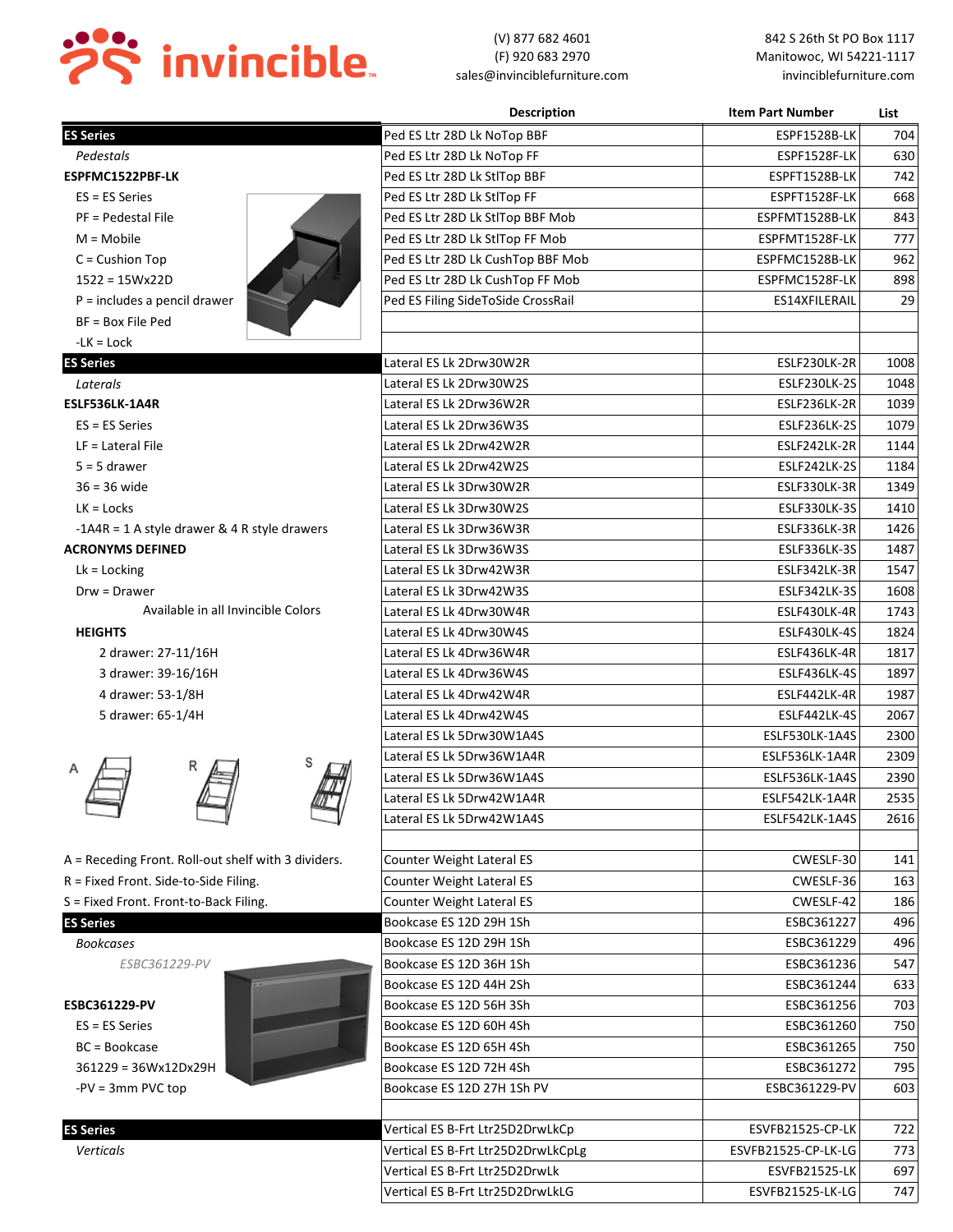invincible

(V) 877 682 4601
(F) 920 683 2970
sales@invinciblefurniture.com

842 S 26th St PO Box 1117
Manitowoc, WI 54221-1117
invinciblefurniture.com

| | Description | Item Part Number | List |
|---|---|---|---|
| **ES Series** | Ped ES Ltr 28D Lk NoTop BBF | ESPF1528B-LK | 704 |
| *Pedestals* | Ped ES Ltr 28D Lk NoTop FF | ESPF1528F-LK | 630 |
| **ESPFMC1522PBF-LK** | Ped ES Ltr 28D Lk StlTop BBF | ESPFT1528B-LK | 742 |
| ES = ES Series | Ped ES Ltr 28D Lk StlTop FF | ESPFT1528F-LK | 668 |
| PF = Pedestal File | Ped ES Ltr 28D Lk StlTop BBF Mob | ESPFMT1528B-LK | 843 |
| M = Mobile | Ped ES Ltr 28D Lk StlTop FF Mob | ESPFMT1528F-LK | 777 |
| C = Cushion Top | Ped ES Ltr 28D Lk CushTop BBF Mob | ESPFMC1528B-LK | 962 |
| 1522 = 15Wx22D | Ped ES Ltr 28D Lk CushTop FF Mob | ESPFMC1528F-LK | 898 |
| P = includes a pencil drawer | Ped ES Filing SideToSide CrossRail | ES14XFILERAIL | 29 |
| BF = Box File Ped | | | |
| -LK = Lock | | | |
| **ES Series** | Lateral ES Lk 2Drw30W2R | ESLF230LK-2R | 1008 |
| *Laterals* | Lateral ES Lk 2Drw30W2S | ESLF230LK-2S | 1048 |
| **ESLF536LK-1A4R** | Lateral ES Lk 2Drw36W2R | ESLF236LK-2R | 1039 |
| ES = ES Series | Lateral ES Lk 2Drw36W3S | ESLF236LK-2S | 1079 |
| LF = Lateral File | Lateral ES Lk 2Drw42W2R | ESLF242LK-2R | 1144 |
| 5 = 5 drawer | Lateral ES Lk 2Drw42W2S | ESLF242LK-2S | 1184 |
| 36 = 36 wide | Lateral ES Lk 3Drw30W2R | ESLF330LK-3R | 1349 |
| LK = Locks | Lateral ES Lk 3Drw30W2S | ESLF330LK-3S | 1410 |
| -1A4R = 1 A style drawer & 4 R style drawers | Lateral ES Lk 3Drw36W3R | ESLF336LK-3R | 1426 |
| **ACRONYMS DEFINED** | Lateral ES Lk 3Drw36W3S | ESLF336LK-3S | 1487 |
| Lk = Locking | Lateral ES Lk 3Drw42W3R | ESLF342LK-3R | 1547 |
| Drw = Drawer | Lateral ES Lk 3Drw42W3S | ESLF342LK-3S | 1608 |
| Available in all Invincible Colors | Lateral ES Lk 4Drw30W4R | ESLF430LK-4R | 1743 |
| **HEIGHTS** | Lateral ES Lk 4Drw30W4S | ESLF430LK-4S | 1824 |
| 2 drawer: 27-11/16H | Lateral ES Lk 4Drw36W4R | ESLF436LK-4R | 1817 |
| 3 drawer: 39-16/16H | Lateral ES Lk 4Drw36W4S | ESLF436LK-4S | 1897 |
| 4 drawer: 53-1/8H | Lateral ES Lk 4Drw42W4R | ESLF442LK-4R | 1987 |
| 5 drawer: 65-1/4H | Lateral ES Lk 4Drw42W4S | ESLF442LK-4S | 2067 |
| | Lateral ES Lk 5Drw30W1A4S | ESLF530LK-1A4S | 2300 |
| | Lateral ES Lk 5Drw36W1A4R | ESLF536LK-1A4R | 2309 |
| | Lateral ES Lk 5Drw36W1A4S | ESLF536LK-1A4S | 2390 |
| | Lateral ES Lk 5Drw42W1A4R | ESLF542LK-1A4R | 2535 |
| | Lateral ES Lk 5Drw42W1A4S | ESLF542LK-1A4S | 2616 |
| | | | |
| A = Receding Front. Roll-out shelf with 3 dividers. | Counter Weight Lateral ES | CWESLF-30 | 141 |
| R = Fixed Front. Side-to-Side Filing. | Counter Weight Lateral ES | CWESLF-36 | 163 |
| S = Fixed Front. Front-to-Back Filing. | Counter Weight Lateral ES | CWESLF-42 | 186 |
| **ES Series** | Bookcase ES 12D 29H 1Sh | ESBC361227 | 496 |
| *Bookcases* | Bookcase ES 12D 29H 1Sh | ESBC361229 | 496 |
| *ESBC361229-PV* | Bookcase ES 12D 36H 1Sh | ESBC361236 | 547 |
| | Bookcase ES 12D 44H 2Sh | ESBC361244 | 633 |
| **ESBC361229-PV** | Bookcase ES 12D 56H 3Sh | ESBC361256 | 703 |
| ES = ES Series | Bookcase ES 12D 60H 4Sh | ESBC361260 | 750 |
| BC = Bookcase | Bookcase ES 12D 65H 4Sh | ESBC361265 | 750 |
| 361229 = 36Wx12Dx29H | Bookcase ES 12D 72H 4Sh | ESBC361272 | 795 |
| -PV = 3mm PVC top | Bookcase ES 12D 27H 1Sh PV | ESBC361229-PV | 603 |
| | | | |
| **ES Series** | Vertical ES B-Frt Ltr25D2DrwLkCp | ESVFB21525-CP-LK | 722 |
| *Verticals* | Vertical ES B-Frt Ltr25D2DrwLkCpLg | ESVFB21525-CP-LK-LG | 773 |
| | Vertical ES B-Frt Ltr25D2DrwLk | ESVFB21525-LK | 697 |
| | Vertical ES B-Frt Ltr25D2DrwLkLG | ESVFB21525-LK-LG | 747 |

A R S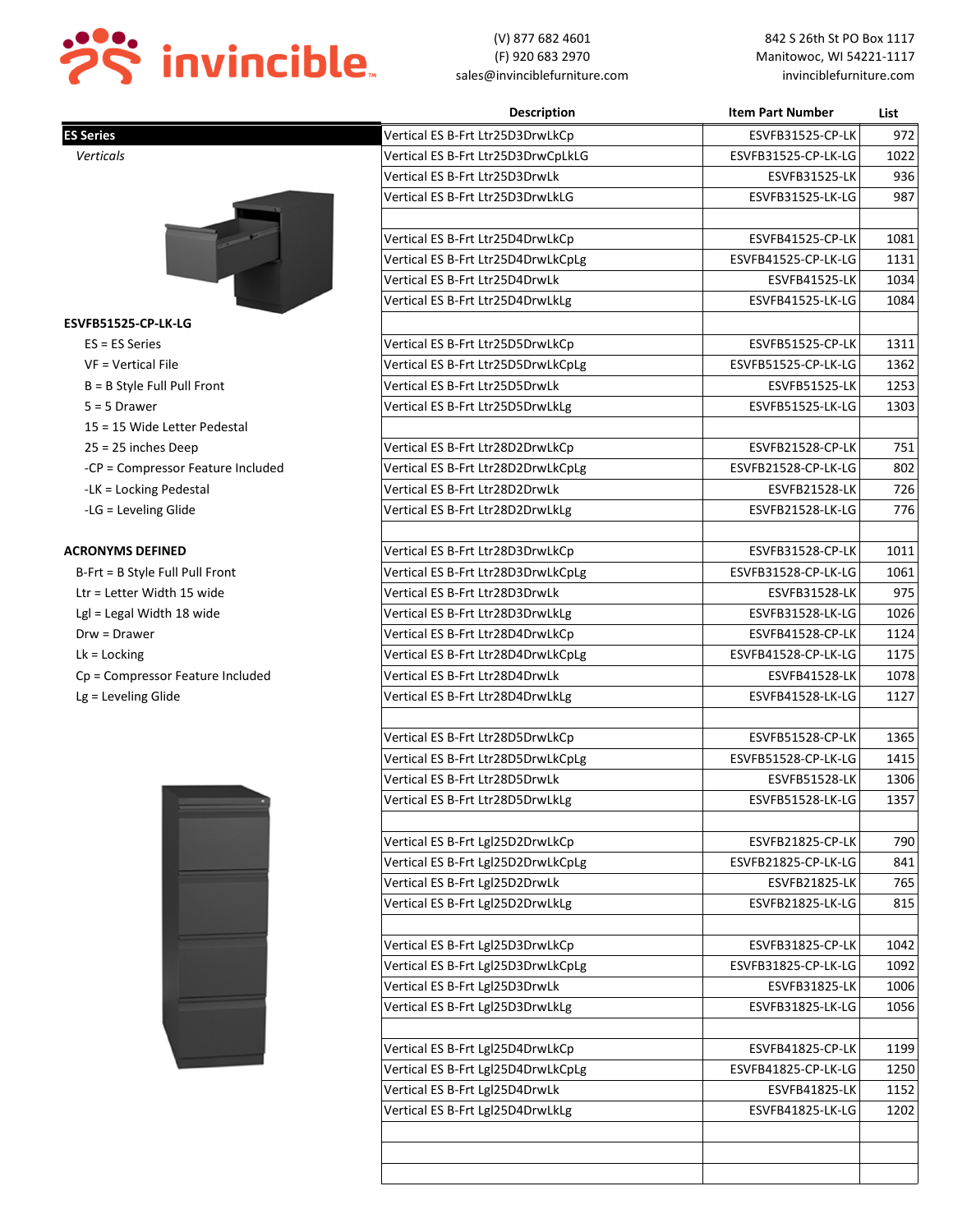**invincible**

(V) 877 682 4601
(F) 920 683 2970
sales@invinciblefurniture.com

842 S 26th St PO Box 1117
Manitowoc, WI 54221-1117
invinciblefurniture.com

## ES Series

*Verticals*

**ESVFB51525-CP-LK-LG**

- ES = ES Series
- VF = Vertical File
- B = B Style Full Pull Front
- 5 = 5 Drawer
- 15 = 15 Wide Letter Pedestal
- 25 = 25 inches Deep
- -CP = Compressor Feature Included
- -LK = Locking Pedestal
- -LG = Leveling Glide

**ACRONYMS DEFINED**

- B-Frt = B Style Full Pull Front
- Ltr = Letter Width 15 wide
- Lgl = Legal Width 18 wide
- Drw = Drawer
- Lk = Locking
- Cp = Compressor Feature Included
- Lg = Leveling Glide

| Description | Item Part Number | List |
|---|---|---|
| Vertical ES B-Frt Ltr25D3DrwLkCp | ESVFB31525-CP-LK | 972 |
| Vertical ES B-Frt Ltr25D3DrwCpLkLG | ESVFB31525-CP-LK-LG | 1022 |
| Vertical ES B-Frt Ltr25D3DrwLk | ESVFB31525-LK | 936 |
| Vertical ES B-Frt Ltr25D3DrwLkLG | ESVFB31525-LK-LG | 987 |
| | | |
| Vertical ES B-Frt Ltr25D4DrwLkCp | ESVFB41525-CP-LK | 1081 |
| Vertical ES B-Frt Ltr25D4DrwLkCpLg | ESVFB41525-CP-LK-LG | 1131 |
| Vertical ES B-Frt Ltr25D4DrwLk | ESVFB41525-LK | 1034 |
| Vertical ES B-Frt Ltr25D4DrwLkLg | ESVFB41525-LK-LG | 1084 |
| | | |
| Vertical ES B-Frt Ltr25D5DrwLkCp | ESVFB51525-CP-LK | 1311 |
| Vertical ES B-Frt Ltr25D5DrwLkCpLg | ESVFB51525-CP-LK-LG | 1362 |
| Vertical ES B-Frt Ltr25D5DrwLk | ESVFB51525-LK | 1253 |
| Vertical ES B-Frt Ltr25D5DrwLkLg | ESVFB51525-LK-LG | 1303 |
| | | |
| Vertical ES B-Frt Ltr28D2DrwLkCp | ESVFB21528-CP-LK | 751 |
| Vertical ES B-Frt Ltr28D2DrwLkCpLg | ESVFB21528-CP-LK-LG | 802 |
| Vertical ES B-Frt Ltr28D2DrwLk | ESVFB21528-LK | 726 |
| Vertical ES B-Frt Ltr28D2DrwLkLg | ESVFB21528-LK-LG | 776 |
| | | |
| Vertical ES B-Frt Ltr28D3DrwLkCp | ESVFB31528-CP-LK | 1011 |
| Vertical ES B-Frt Ltr28D3DrwLkCpLg | ESVFB31528-CP-LK-LG | 1061 |
| Vertical ES B-Frt Ltr28D3DrwLk | ESVFB31528-LK | 975 |
| Vertical ES B-Frt Ltr28D3DrwLkLg | ESVFB31528-LK-LG | 1026 |
| Vertical ES B-Frt Ltr28D4DrwLkCp | ESVFB41528-CP-LK | 1124 |
| Vertical ES B-Frt Ltr28D4DrwLkCpLg | ESVFB41528-CP-LK-LG | 1175 |
| Vertical ES B-Frt Ltr28D4DrwLk | ESVFB41528-LK | 1078 |
| Vertical ES B-Frt Ltr28D4DrwLkLg | ESVFB41528-LK-LG | 1127 |
| | | |
| Vertical ES B-Frt Ltr28D5DrwLkCp | ESVFB51528-CP-LK | 1365 |
| Vertical ES B-Frt Ltr28D5DrwLkCpLg | ESVFB51528-CP-LK-LG | 1415 |
| Vertical ES B-Frt Ltr28D5DrwLk | ESVFB51528-LK | 1306 |
| Vertical ES B-Frt Ltr28D5DrwLkLg | ESVFB51528-LK-LG | 1357 |
| | | |
| Vertical ES B-Frt Lgl25D2DrwLkCp | ESVFB21825-CP-LK | 790 |
| Vertical ES B-Frt Lgl25D2DrwLkCpLg | ESVFB21825-CP-LK-LG | 841 |
| Vertical ES B-Frt Lgl25D2DrwLk | ESVFB21825-LK | 765 |
| Vertical ES B-Frt Lgl25D2DrwLkLg | ESVFB21825-LK-LG | 815 |
| | | |
| Vertical ES B-Frt Lgl25D3DrwLkCp | ESVFB31825-CP-LK | 1042 |
| Vertical ES B-Frt Lgl25D3DrwLkCpLg | ESVFB31825-CP-LK-LG | 1092 |
| Vertical ES B-Frt Lgl25D3DrwLk | ESVFB31825-LK | 1006 |
| Vertical ES B-Frt Lgl25D3DrwLkLg | ESVFB31825-LK-LG | 1056 |
| | | |
| Vertical ES B-Frt Lgl25D4DrwLkCp | ESVFB41825-CP-LK | 1199 |
| Vertical ES B-Frt Lgl25D4DrwLkCpLg | ESVFB41825-CP-LK-LG | 1250 |
| Vertical ES B-Frt Lgl25D4DrwLk | ESVFB41825-LK | 1152 |
| Vertical ES B-Frt Lgl25D4DrwLkLg | ESVFB41825-LK-LG | 1202 |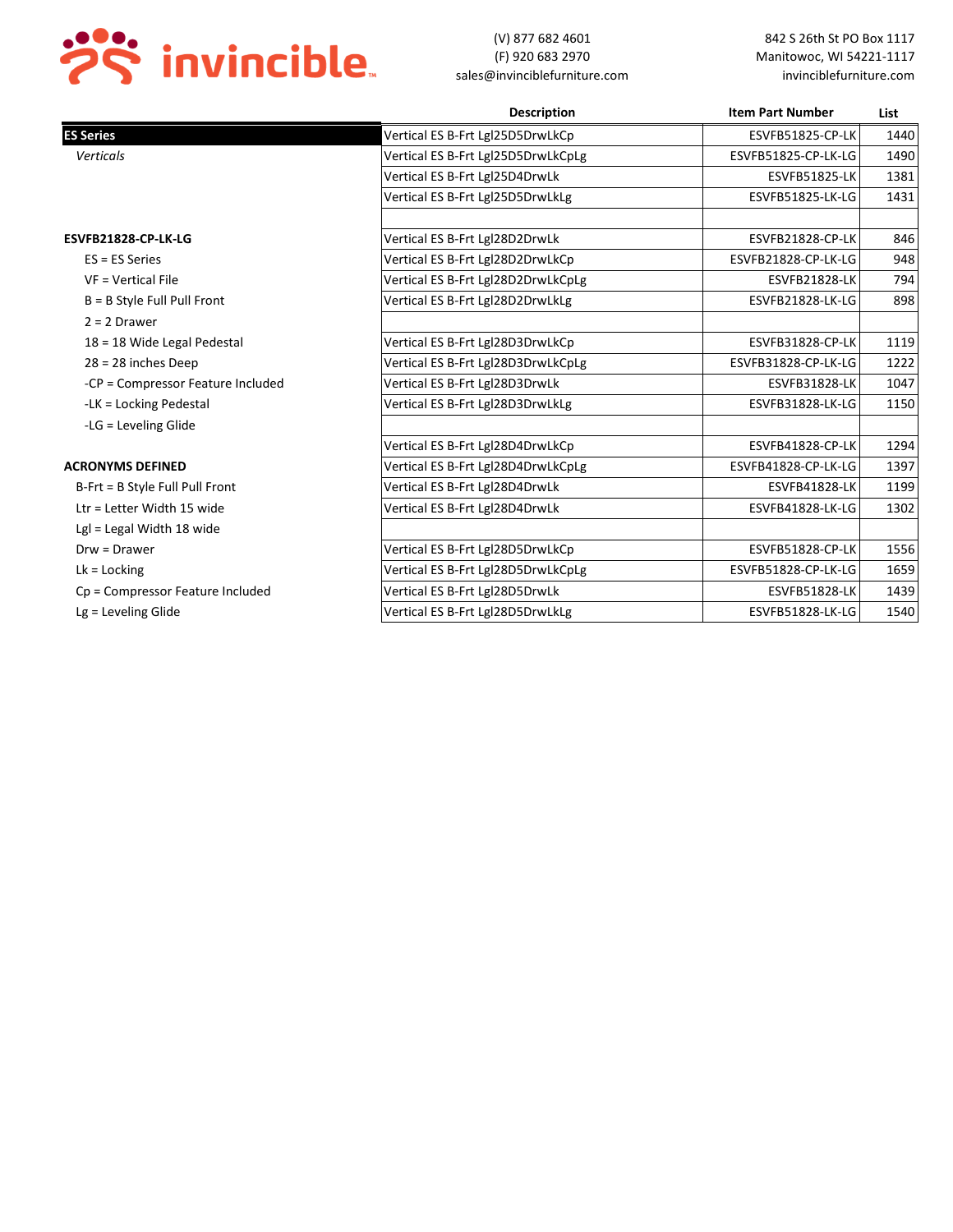invincible

(V) 877 682 4601
(F) 920 683 2970
sales@invinciblefurniture.com

842 S 26th St PO Box 1117
Manitowoc, WI 54221-1117
invinciblefurniture.com

| | Description | Item Part Number | List |
|---|---|---|---|
| **ES Series** | Vertical ES B-Frt Lgl25D5DrwLkCp | ESVFB51825-CP-LK | 1440 |
| *Verticals* | Vertical ES B-Frt Lgl25D5DrwLkCpLg | ESVFB51825-CP-LK-LG | 1490 |
| | Vertical ES B-Frt Lgl25D4DrwLk | ESVFB51825-LK | 1381 |
| | Vertical ES B-Frt Lgl25D5DrwLkLg | ESVFB51825-LK-LG | 1431 |
| | | | |
| **ESVFB21828-CP-LK-LG** | Vertical ES B-Frt Lgl28D2DrwLk | ESVFB21828-CP-LK | 846 |
| ES = ES Series | Vertical ES B-Frt Lgl28D2DrwLkCp | ESVFB21828-CP-LK-LG | 948 |
| VF = Vertical File | Vertical ES B-Frt Lgl28D2DrwLkCpLg | ESVFB21828-LK | 794 |
| B = B Style Full Pull Front | Vertical ES B-Frt Lgl28D2DrwLkLg | ESVFB21828-LK-LG | 898 |
| 2 = 2 Drawer | | | |
| 18 = 18 Wide Legal Pedestal | Vertical ES B-Frt Lgl28D3DrwLkCp | ESVFB31828-CP-LK | 1119 |
| 28 = 28 inches Deep | Vertical ES B-Frt Lgl28D3DrwLkCpLg | ESVFB31828-CP-LK-LG | 1222 |
| -CP = Compressor Feature Included | Vertical ES B-Frt Lgl28D3DrwLk | ESVFB31828-LK | 1047 |
| -LK = Locking Pedestal | Vertical ES B-Frt Lgl28D3DrwLkLg | ESVFB31828-LK-LG | 1150 |
| -LG = Leveling Glide | | | |
| | Vertical ES B-Frt Lgl28D4DrwLkCp | ESVFB41828-CP-LK | 1294 |
| **ACRONYMS DEFINED** | Vertical ES B-Frt Lgl28D4DrwLkCpLg | ESVFB41828-CP-LK-LG | 1397 |
| B-Frt = B Style Full Pull Front | Vertical ES B-Frt Lgl28D4DrwLk | ESVFB41828-LK | 1199 |
| Ltr = Letter Width 15 wide | Vertical ES B-Frt Lgl28D4DrwLk | ESVFB41828-LK-LG | 1302 |
| Lgl = Legal Width 18 wide | | | |
| Drw = Drawer | Vertical ES B-Frt Lgl28D5DrwLkCp | ESVFB51828-CP-LK | 1556 |
| Lk = Locking | Vertical ES B-Frt Lgl28D5DrwLkCpLg | ESVFB51828-CP-LK-LG | 1659 |
| Cp = Compressor Feature Included | Vertical ES B-Frt Lgl28D5DrwLk | ESVFB51828-LK | 1439 |
| Lg = Leveling Glide | Vertical ES B-Frt Lgl28D5DrwLkLg | ESVFB51828-LK-LG | 1540 |